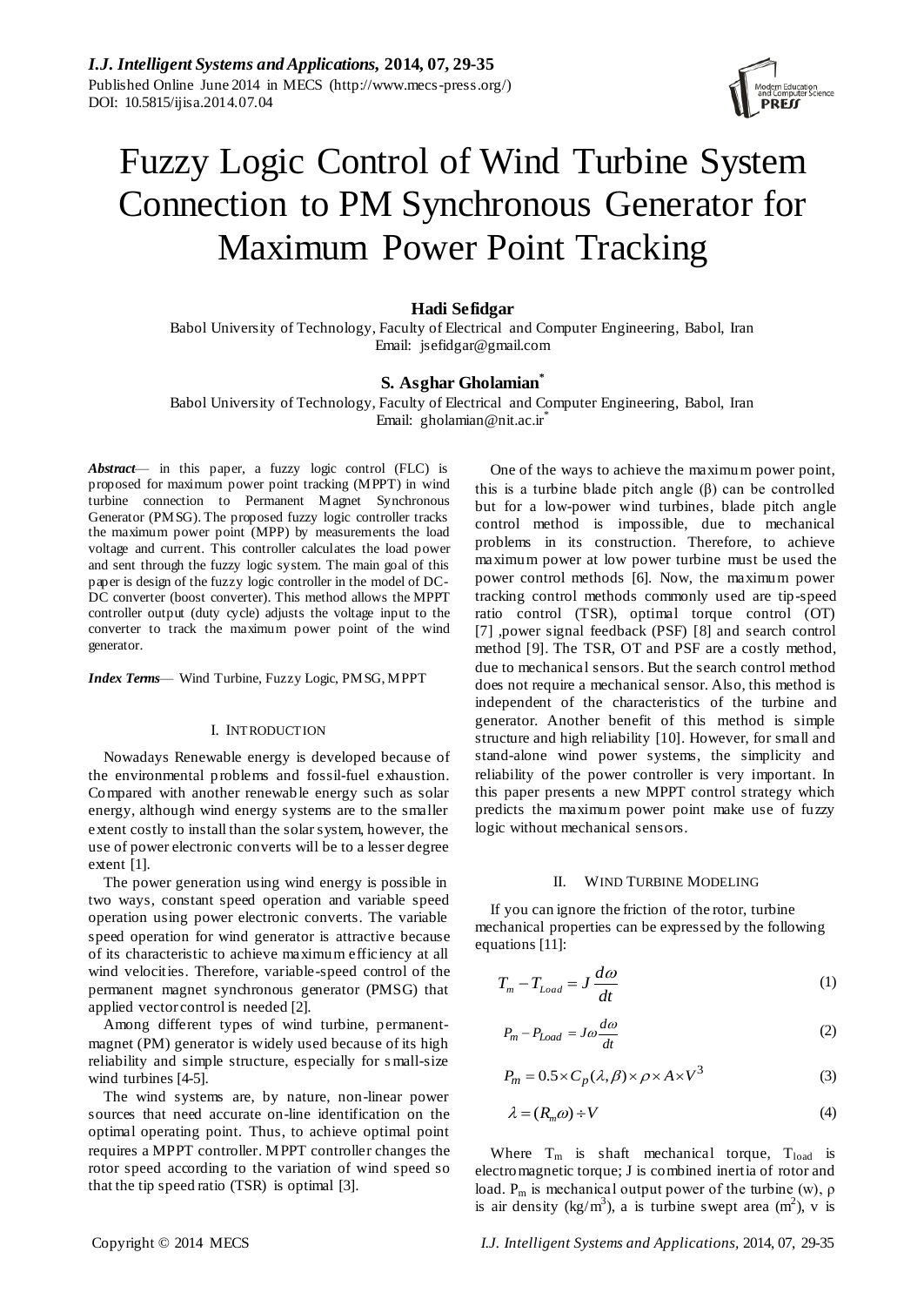# Fuzzy Logic Control of Wind Turbine System Connection to PM Synchronous Generator for Maximum Power Point Tracking

**Hadi Sefidgar**

Babol University of Technology, Faculty of Electrical and Computer Engineering, Babol, Iran
Email: jsefidgar@gmail.com

**S. Asghar Gholamian***

Babol University of Technology, Faculty of Electrical and Computer Engineering, Babol, Iran
Email: gholamian@nit.ac.ir*

***Abstract***— in this paper, a fuzzy logic control (FLC) is proposed for maximum power point tracking (MPPT) in wind turbine connection to Permanent Magnet Synchronous Generator (PMSG). The proposed fuzzy logic controller tracks the maximum power point (MPP) by measurements the load voltage and current. This controller calculates the load power and sent through the fuzzy logic system. The main goal of this paper is design of the fuzzy logic controller in the model of DC-DC converter (boost converter). This method allows the MPPT controller output (duty cycle) adjusts the voltage input to the converter to track the maximum power point of the wind generator.

***Index Terms***— Wind Turbine, Fuzzy Logic, PMSG, MPPT

## I. INTRODUCTION

Nowadays Renewable energy is developed because of the environmental problems and fossil-fuel exhaustion. Compared with another renewable energy such as solar energy, although wind energy systems are to the smaller extent costly to install than the solar system, however, the use of power electronic converts will be to a lesser degree extent [1].

The power generation using wind energy is possible in two ways, constant speed operation and variable speed operation using power electronic converts. The variable speed operation for wind generator is attractive because of its characteristic to achieve maximum efficiency at all wind velocities. Therefore, variable-speed control of the permanent magnet synchronous generator (PMSG) that applied vector control is needed [2].

Among different types of wind turbine, permanent-magnet (PM) generator is widely used because of its high reliability and simple structure, especially for small-size wind turbines [4-5].

The wind systems are, by nature, non-linear power sources that need accurate on-line identification on the optimal operating point. Thus, to achieve optimal point requires a MPPT controller. MPPT controller changes the rotor speed according to the variation of wind speed so that the tip speed ratio (TSR) is optimal [3].

One of the ways to achieve the maximum power point, this is a turbine blade pitch angle (β) can be controlled but for a low-power wind turbines, blade pitch angle control method is impossible, due to mechanical problems in its construction. Therefore, to achieve maximum power at low power turbine must be used the power control methods [6]. Now, the maximum power tracking control methods commonly used are tip-speed ratio control (TSR), optimal torque control (OT) [7] ,power signal feedback (PSF) [8] and search control method [9]. The TSR, OT and PSF are a costly method, due to mechanical sensors. But the search control method does not require a mechanical sensor. Also, this method is independent of the characteristics of the turbine and generator. Another benefit of this method is simple structure and high reliability [10]. However, for small and stand-alone wind power systems, the simplicity and reliability of the power controller is very important. In this paper presents a new MPPT control strategy which predicts the maximum power point make use of fuzzy logic without mechanical sensors.

## II. WIND TURBINE MODELING

If you can ignore the friction of the rotor, turbine mechanical properties can be expressed by the following equations [11]:

$$T_m - T_{Load} = J\frac{d\omega}{dt} \tag{1}$$

$$P_m - P_{Load} = J\omega\frac{d\omega}{dt} \tag{2}$$

$$P_m = 0.5 \times C_p(\lambda, \beta) \times \rho \times A \times V^3 \tag{3}$$

$$\lambda = (R_m \omega) \div V \tag{4}$$

Where $T_m$ is shaft mechanical torque, $T_{load}$ is electromagnetic torque; J is combined inertia of rotor and load. $P_m$ is mechanical output power of the turbine (w), ρ is air density (kg/m$^3$), a is turbine swept area (m$^2$), v is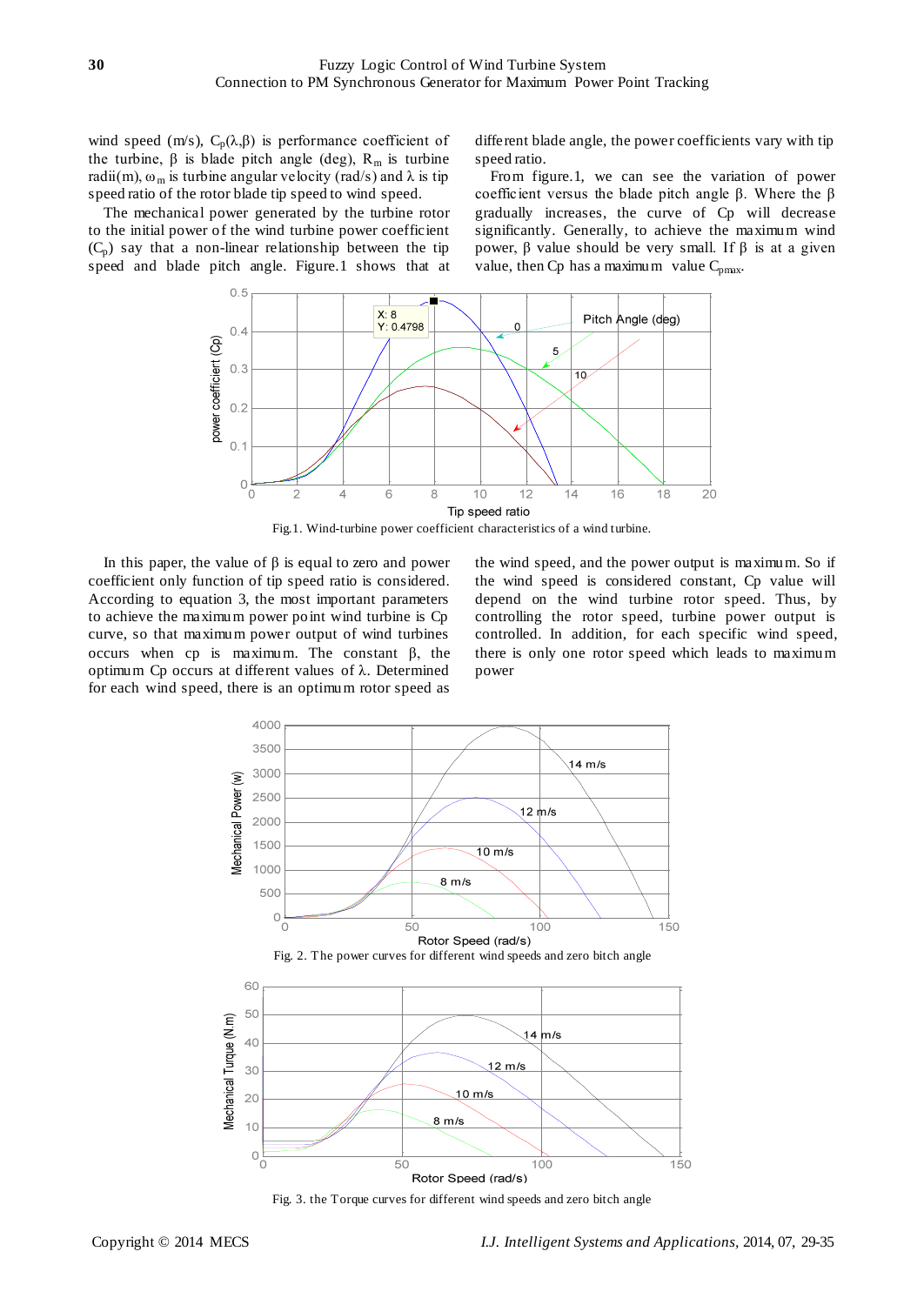wind speed (m/s), $C_p(\lambda,\beta)$ is performance coefficient of the turbine, $\beta$ is blade pitch angle (deg), $R_m$ is turbine radii(m), $\omega_m$ is turbine angular velocity (rad/s) and $\lambda$ is tip speed ratio of the rotor blade tip speed to wind speed.

The mechanical power generated by the turbine rotor to the initial power of the wind turbine power coefficient ($C_p$) say that a non-linear relationship between the tip speed and blade pitch angle. Figure.1 shows that at different blade angle, the power coefficients vary with tip speed ratio.

From figure.1, we can see the variation of power coefficient versus the blade pitch angle $\beta$. Where the $\beta$ gradually increases, the curve of Cp will decrease significantly. Generally, to achieve the maximum wind power, $\beta$ value should be very small. If $\beta$ is at a given value, then Cp has a maximum value $C_{pmax}$.

Fig.1. Wind-turbine power coefficient characteristics of a wind turbine.

In this paper, the value of $\beta$ is equal to zero and power coefficient only function of tip speed ratio is considered. According to equation 3, the most important parameters to achieve the maximum power point wind turbine is Cp curve, so that maximum power output of wind turbines occurs when cp is maximum. The constant $\beta$, the optimum Cp occurs at different values of $\lambda$. Determined for each wind speed, there is an optimum rotor speed as the wind speed, and the power output is maximum. So if the wind speed is considered constant, Cp value will depend on the wind turbine rotor speed. Thus, by controlling the rotor speed, turbine power output is controlled. In addition, for each specific wind speed, there is only one rotor speed which leads to maximum power

Fig. 2. The power curves for different wind speeds and zero bitch angle

Fig. 3. the Torque curves for different wind speeds and zero bitch angle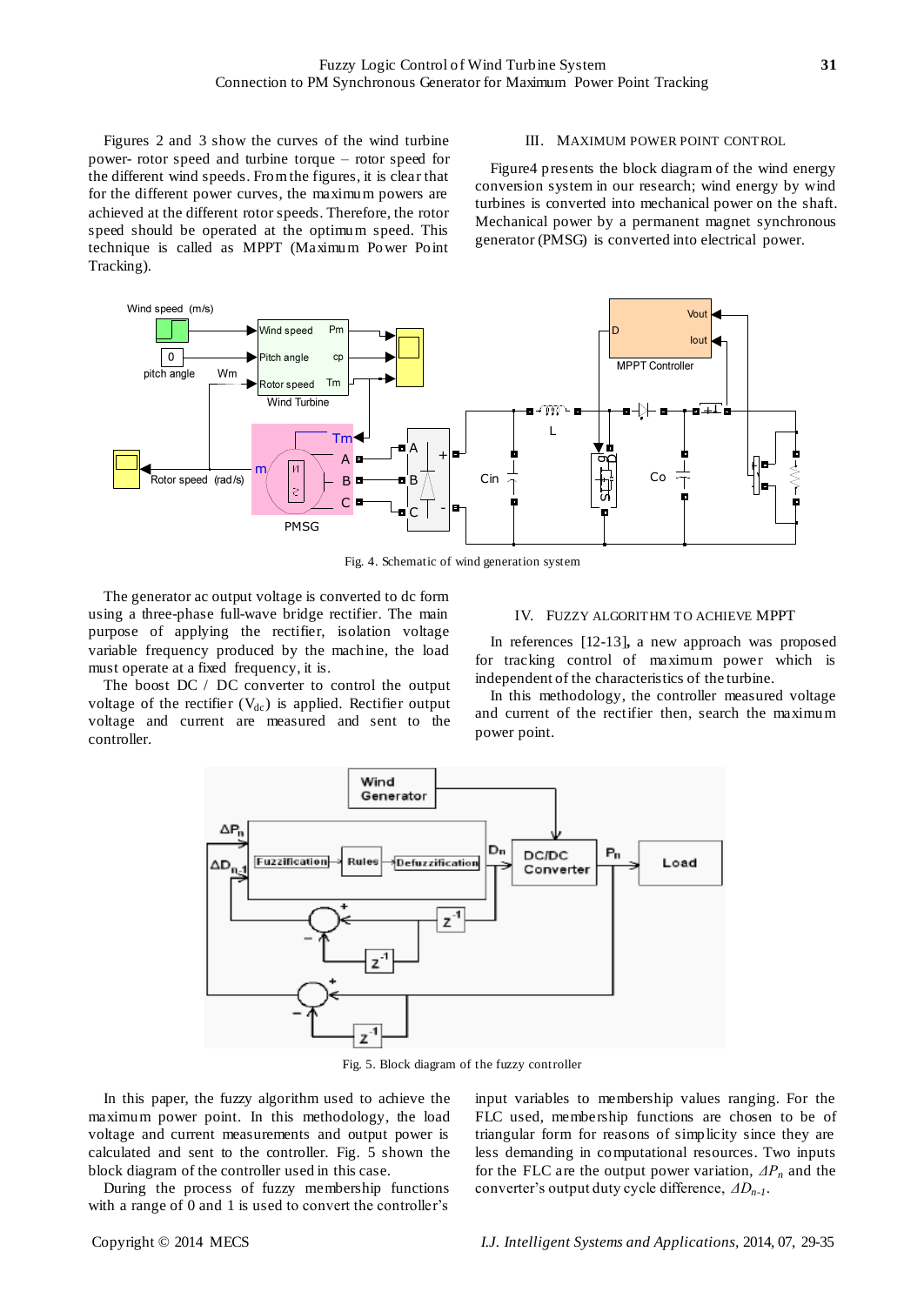Figures 2 and 3 show the curves of the wind turbine power- rotor speed and turbine torque – rotor speed for the different wind speeds. From the figures, it is clear that for the different power curves, the maximum powers are achieved at the different rotor speeds. Therefore, the rotor speed should be operated at the optimum speed. This technique is called as MPPT (Maximum Power Point Tracking).

## III. MAXIMUM POWER POINT CONTROL

Figure4 presents the block diagram of the wind energy conversion system in our research; wind energy by wind turbines is converted into mechanical power on the shaft. Mechanical power by a permanent magnet synchronous generator (PMSG) is converted into electrical power.

Fig. 4. Schematic of wind generation system

The generator ac output voltage is converted to dc form using a three-phase full-wave bridge rectifier. The main purpose of applying the rectifier, isolation voltage variable frequency produced by the machine, the load must operate at a fixed frequency, it is.

The boost DC / DC converter to control the output voltage of the rectifier ($V_{dc}$) is applied. Rectifier output voltage and current are measured and sent to the controller.

## IV. FUZZY ALGORITHM TO ACHIEVE MPPT

In references [12-13], a new approach was proposed for tracking control of maximum power which is independent of the characteristics of the turbine.

In this methodology, the controller measured voltage and current of the rectifier then, search the maximum power point.

Fig. 5. Block diagram of the fuzzy controller

In this paper, the fuzzy algorithm used to achieve the maximum power point. In this methodology, the load voltage and current measurements and output power is calculated and sent to the controller. Fig. 5 shown the block diagram of the controller used in this case.

During the process of fuzzy membership functions with a range of 0 and 1 is used to convert the controller's input variables to membership values ranging. For the FLC used, membership functions are chosen to be of triangular form for reasons of simplicity since they are less demanding in computational resources. Two inputs for the FLC are the output power variation, $\Delta P_n$ and the converter's output duty cycle difference, $\Delta D_{n-1}$.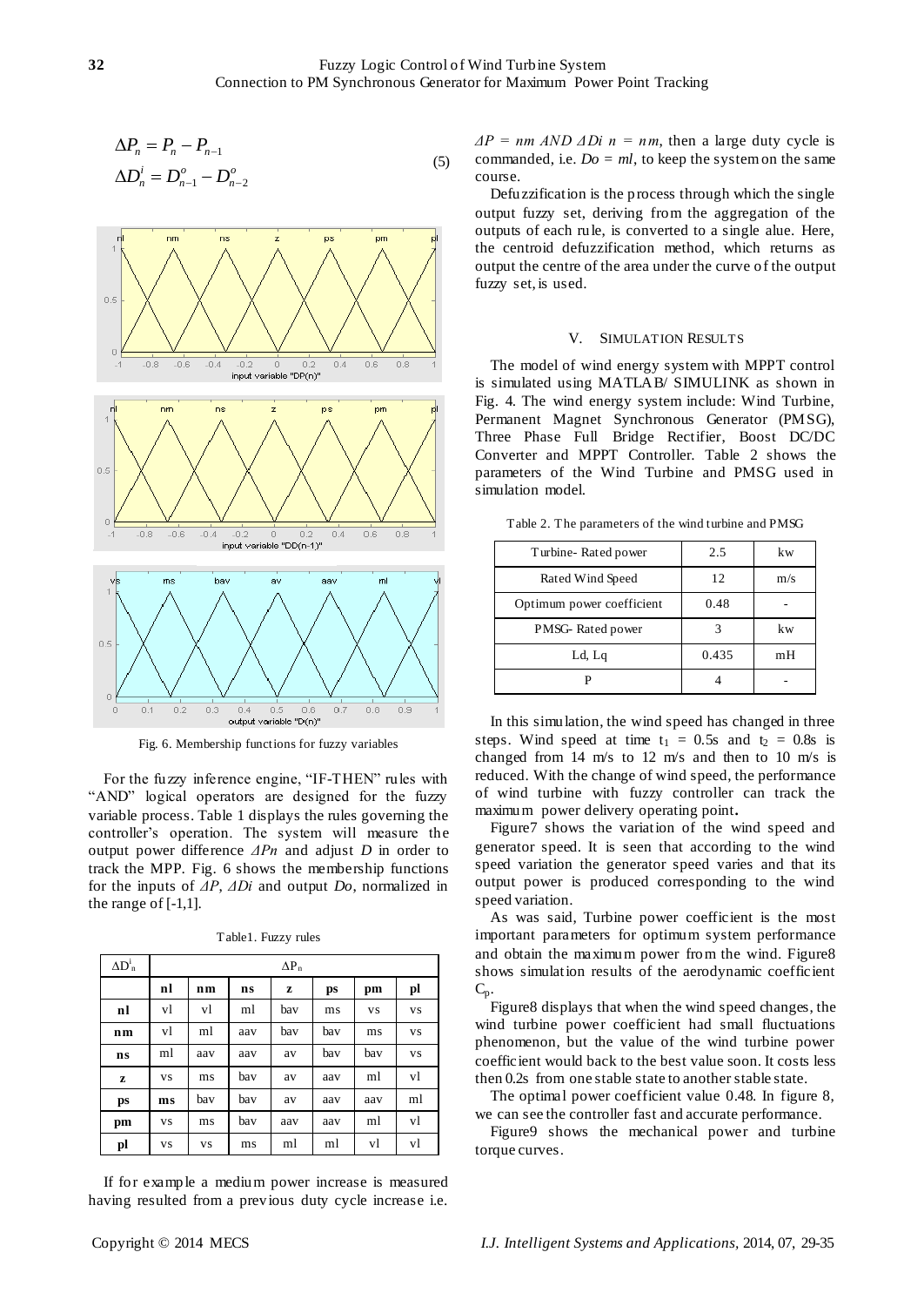$$\Delta P_n = P_n - P_{n-1}$$
$$\Delta D_n^i = D_{n-1}^o - D_{n-2}^o \tag{5}$$

Fig. 6. Membership functions for fuzzy variables

For the fuzzy inference engine, "IF-THEN" rules with "AND" logical operators are designed for the fuzzy variable process. Table 1 displays the rules governing the controller's operation. The system will measure the output power difference *ΔPn* and adjust *D* in order to track the MPP. Fig. 6 shows the membership functions for the inputs of *ΔP*, *ΔDi* and output *Do*, normalized in the range of [-1,1].

Table1. Fuzzy rules

| $\Delta D^i_n$ | $\Delta P_n$ | | | | | | |
|---|---|---|---|---|---|---|---|
| | **nl** | **nm** | **ns** | **z** | **ps** | **pm** | **pl** |
| **nl** | vl | vl | ml | bav | ms | vs | vs |
| **nm** | vl | ml | aav | bav | bav | ms | vs |
| **ns** | ml | aav | aav | av | bav | bav | vs |
| **z** | vs | ms | bav | av | aav | ml | vl |
| **ps** | **ms** | bav | bav | av | aav | aav | ml |
| **pm** | vs | ms | bav | aav | aav | ml | vl |
| **pl** | vs | vs | ms | ml | ml | vl | vl |

If for example a medium power increase is measured having resulted from a previous duty cycle increase i.e. *ΔP = nm AND ΔDi n = nm*, then a large duty cycle is commanded, i.e. *Do = ml*, to keep the system on the same course.

Defuzzification is the process through which the single output fuzzy set, deriving from the aggregation of the outputs of each rule, is converted to a single alue. Here, the centroid defuzzification method, which returns as output the centre of the area under the curve of the output fuzzy set, is used.

## V. Simulation Results

The model of wind energy system with MPPT control is simulated using MATLAB/ SIMULINK as shown in Fig. 4. The wind energy system include: Wind Turbine, Permanent Magnet Synchronous Generator (PMSG), Three Phase Full Bridge Rectifier, Boost DC/DC Converter and MPPT Controller. Table 2 shows the parameters of the Wind Turbine and PMSG used in simulation model.

Table 2. The parameters of the wind turbine and PMSG

| | | |
|---|---|---|
| Turbine- Rated power | 2.5 | kw |
| Rated Wind Speed | 12 | m/s |
| Optimum power coefficient | 0.48 | - |
| PMSG- Rated power | 3 | kw |
| Ld, Lq | 0.435 | mH |
| P | 4 | - |

In this simulation, the wind speed has changed in three steps. Wind speed at time $t_1 = 0.5$s and $t_2 = 0.8$s is changed from 14 m/s to 12 m/s and then to 10 m/s is reduced. With the change of wind speed, the performance of wind turbine with fuzzy controller can track the maximum power delivery operating point**.**

Figure7 shows the variation of the wind speed and generator speed. It is seen that according to the wind speed variation the generator speed varies and that its output power is produced corresponding to the wind speed variation.

As was said, Turbine power coefficient is the most important parameters for optimum system performance and obtain the maximum power from the wind. Figure8 shows simulation results of the aerodynamic coefficient $C_p$.

Figure8 displays that when the wind speed changes, the wind turbine power coefficient had small fluctuations phenomenon, but the value of the wind turbine power coefficient would back to the best value soon. It costs less then 0.2s from one stable state to another stable state.

The optimal power coefficient value 0.48. In figure 8, we can see the controller fast and accurate performance.

Figure9 shows the mechanical power and turbine torque curves.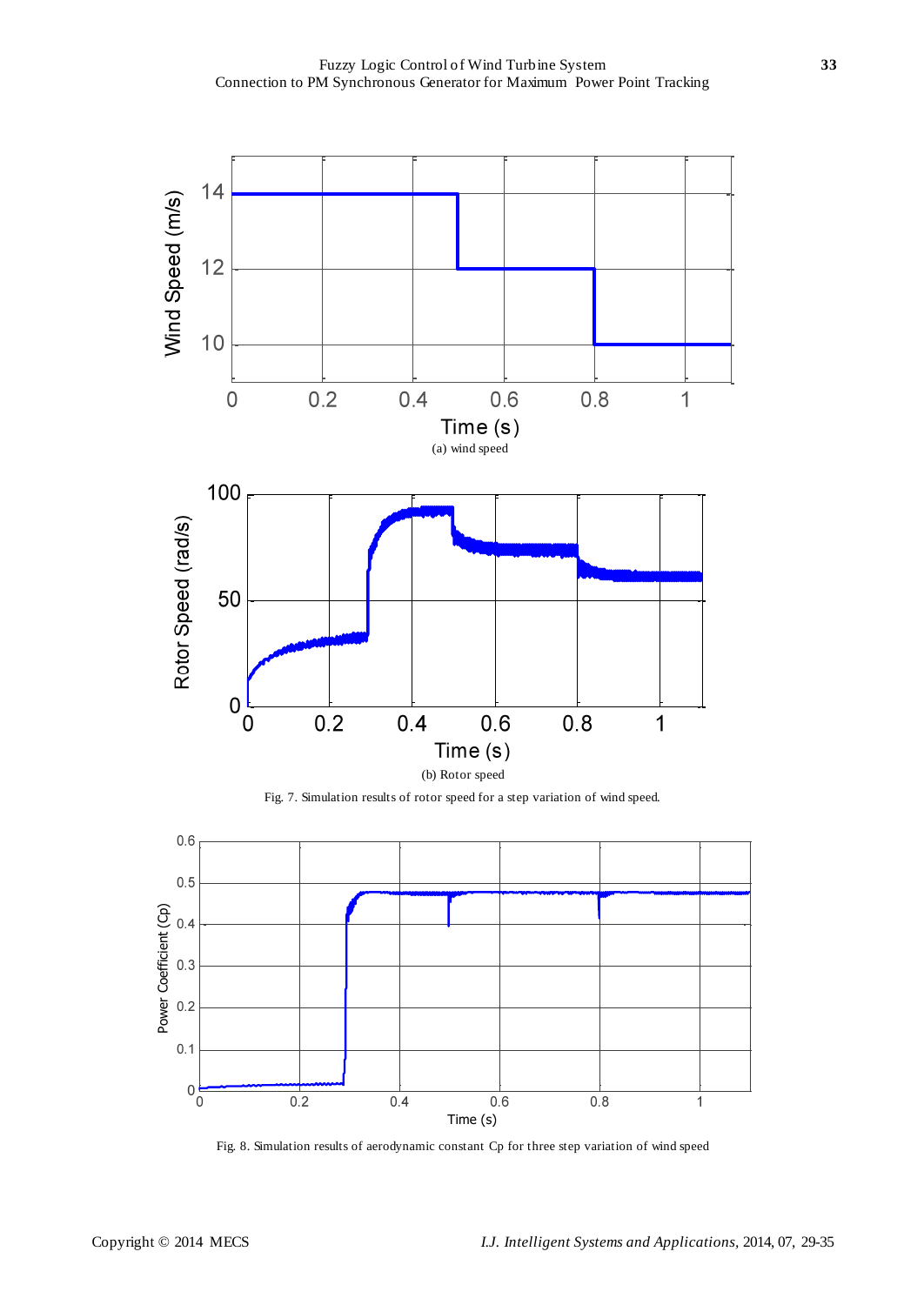(a) wind speed

(b) Rotor speed

Fig. 7. Simulation results of rotor speed for a step variation of wind speed.

Fig. 8. Simulation results of aerodynamic constant Cp for three step variation of wind speed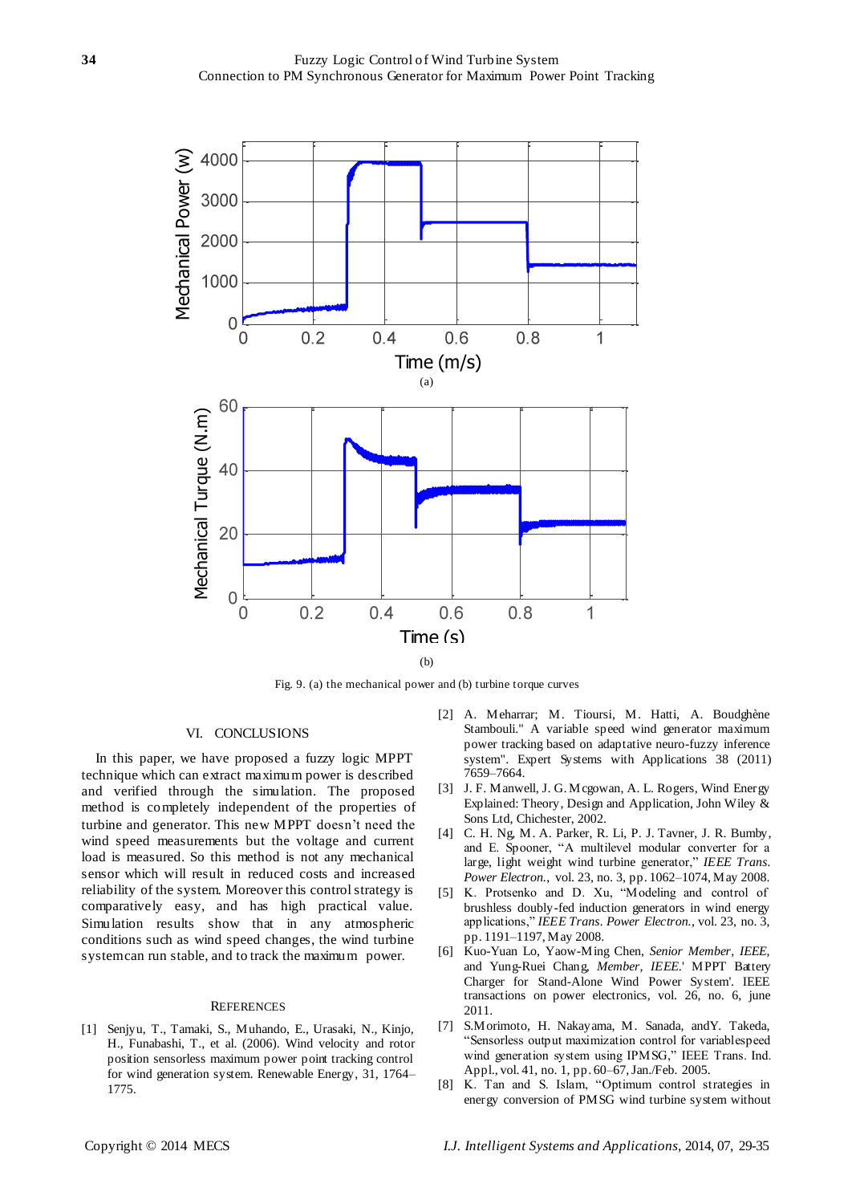(a)

(b)

Fig. 9. (a) the mechanical power and (b) turbine torque curves

## VI. CONCLUSIONS

In this paper, we have proposed a fuzzy logic MPPT technique which can extract maximum power is described and verified through the simulation. The proposed method is completely independent of the properties of turbine and generator. This new MPPT doesn't need the wind speed measurements but the voltage and current load is measured. So this method is not any mechanical sensor which will result in reduced costs and increased reliability of the system. Moreover this control strategy is comparatively easy, and has high practical value. Simulation results show that in any atmospheric conditions such as wind speed changes, the wind turbine system can run stable, and to track the maximum power.

## REFERENCES

[1] Senjyu, T., Tamaki, S., Muhando, E., Urasaki, N., Kinjo, H., Funabashi, T., et al. (2006). Wind velocity and rotor position sensorless maximum power point tracking control for wind generation system. Renewable Energy, 31, 1764–1775.

[2] A. Meharrar; M. Tioursi, M. Hatti, A. Boudghène Stambouli." A variable speed wind generator maximum power tracking based on adaptative neuro-fuzzy inference system". Expert Systems with Applications 38 (2011) 7659–7664.

[3] J. F. Manwell, J. G. Mcgowan, A. L. Rogers, Wind Energy Explained: Theory, Design and Application, John Wiley & Sons Ltd, Chichester, 2002.

[4] C. H. Ng, M. A. Parker, R. Li, P. J. Tavner, J. R. Bumby, and E. Spooner, "A multilevel modular converter for a large, light weight wind turbine generator," *IEEE Trans. Power Electron.*, vol. 23, no. 3, pp. 1062–1074, May 2008.

[5] K. Protsenko and D. Xu, "Modeling and control of brushless doubly-fed induction generators in wind energy applications," *IEEE Trans. Power Electron.*, vol. 23, no. 3, pp. 1191–1197, May 2008.

[6] Kuo-Yuan Lo, Yaow-Ming Chen, *Senior Member, IEEE*, and Yung-Ruei Chang, *Member, IEEE.*' MPPT Battery Charger for Stand-Alone Wind Power System'. IEEE transactions on power electronics, vol. 26, no. 6, june 2011.

[7] S.Morimoto, H. Nakayama, M. Sanada, andY. Takeda, "Sensorless output maximization control for variablespeed wind generation system using IPMSG," IEEE Trans. Ind. Appl., vol. 41, no. 1, pp. 60–67, Jan./Feb. 2005.

[8] K. Tan and S. Islam, "Optimum control strategies in energy conversion of PMSG wind turbine system without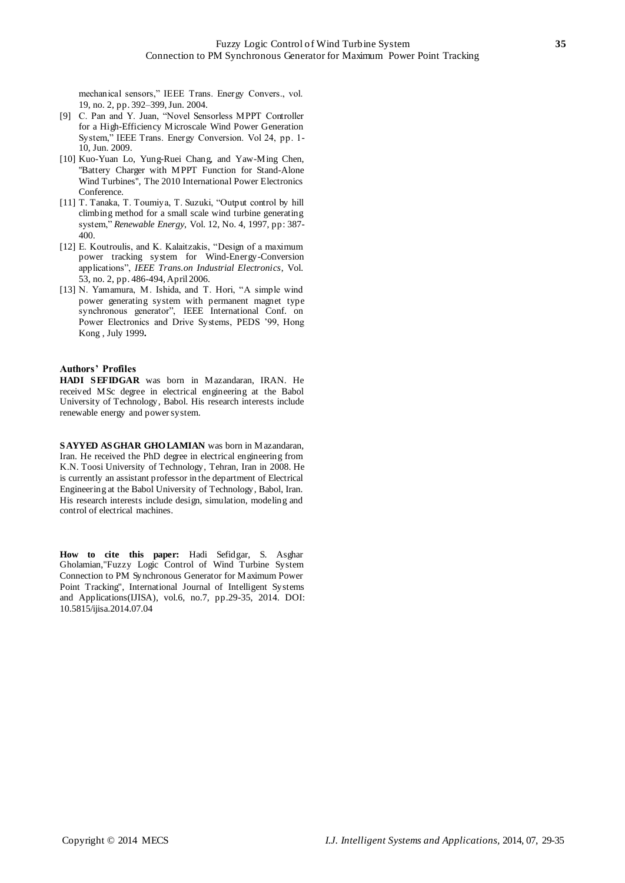mechanical sensors," IEEE Trans. Energy Convers., vol. 19, no. 2, pp. 392–399, Jun. 2004.

[9] C. Pan and Y. Juan, "Novel Sensorless MPPT Controller for a High-Efficiency Microscale Wind Power Generation System," IEEE Trans. Energy Conversion. Vol 24, pp. 1-10, Jun. 2009.

[10] Kuo-Yuan Lo, Yung-Ruei Chang, and Yaw-Ming Chen, "Battery Charger with MPPT Function for Stand-Alone Wind Turbines", The 2010 International Power Electronics Conference.

[11] T. Tanaka, T. Toumiya, T. Suzuki, "Output control by hill climbing method for a small scale wind turbine generating system," *Renewable Energy*, Vol. 12, No. 4, 1997, pp: 387-400.

[12] E. Koutroulis, and K. Kalaitzakis, "Design of a maximum power tracking system for Wind-Energy-Conversion applications", *IEEE Trans.on Industrial Electronics*, Vol. 53, no. 2, pp. 486-494, April 2006.

[13] N. Yamamura, M. Ishida, and T. Hori, "A simple wind power generating system with permanent magnet type synchronous generator", IEEE International Conf. on Power Electronics and Drive Systems, PEDS '99, Hong Kong , July 1999**.**

## Authors' Profiles

**HADI SEFIDGAR** was born in Mazandaran, IRAN. He received MSc degree in electrical engineering at the Babol University of Technology, Babol. His research interests include renewable energy and power system.

**SAYYED ASGHAR GHOLAMIAN** was born in Mazandaran, Iran. He received the PhD degree in electrical engineering from K.N. Toosi University of Technology, Tehran, Iran in 2008. He is currently an assistant professor in the department of Electrical Engineering at the Babol University of Technology, Babol, Iran. His research interests include design, simulation, modeling and control of electrical machines.

**How to cite this paper:** Hadi Sefidgar, S. Asghar Gholamian,"Fuzzy Logic Control of Wind Turbine System Connection to PM Synchronous Generator for Maximum Power Point Tracking", International Journal of Intelligent Systems and Applications(IJISA), vol.6, no.7, pp.29-35, 2014. DOI: 10.5815/ijisa.2014.07.04